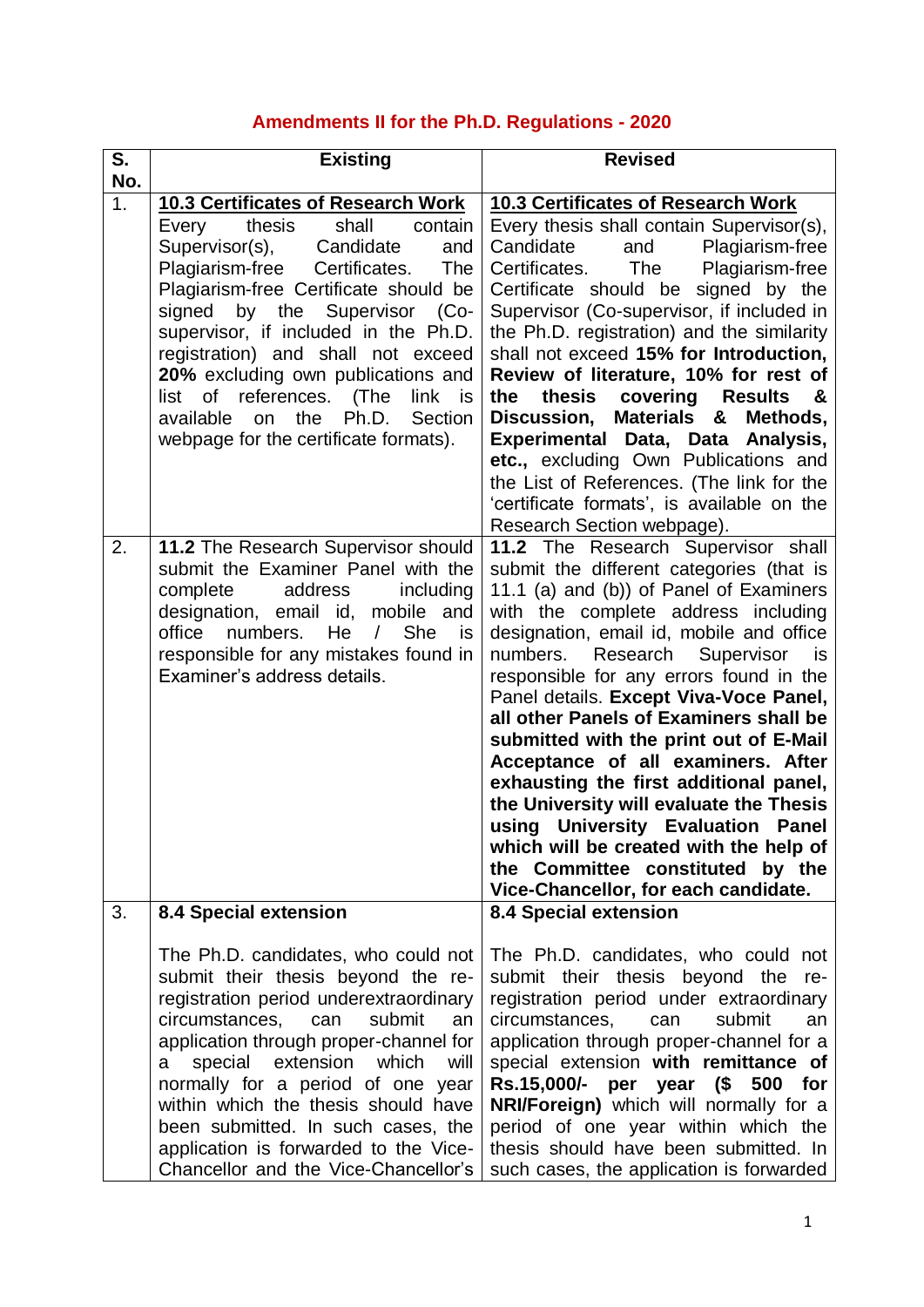# Amendments II for the Ph.D. Regulations - 2020

| S. No. | Existing | Revised |
|---|---|---|
| 1. | **10.3 Certificates of Research Work** Every thesis shall contain Supervisor(s), Candidate and Plagiarism-free Certificates. The Plagiarism-free Certificate should be signed by the Supervisor (Co-supervisor, if included in the Ph.D. registration) and shall not exceed **20%** excluding own publications and list of references. (The link is available on the Ph.D. Section webpage for the certificate formats). | **10.3 Certificates of Research Work** Every thesis shall contain Supervisor(s), Candidate and Plagiarism-free Certificates. The Plagiarism-free Certificate should be signed by the Supervisor (Co-supervisor, if included in the Ph.D. registration) and the similarity shall not exceed **15% for Introduction, Review of literature, 10% for rest of the thesis covering Results & Discussion, Materials & Methods, Experimental Data, Data Analysis, etc.,** excluding Own Publications and the List of References. (The link for the 'certificate formats', is available on the Research Section webpage). |
| 2. | **11.2** The Research Supervisor should submit the Examiner Panel with the complete address including designation, email id, mobile and office numbers. He / She is responsible for any mistakes found in Examiner's address details. | **11.2** The Research Supervisor shall submit the different categories (that is 11.1 (a) and (b)) of Panel of Examiners with the complete address including designation, email id, mobile and office numbers. Research Supervisor is responsible for any errors found in the Panel details. **Except Viva-Voce Panel, all other Panels of Examiners shall be submitted with the print out of E-Mail Acceptance of all examiners. After exhausting the first additional panel, the University will evaluate the Thesis using University Evaluation Panel which will be created with the help of the Committee constituted by the Vice-Chancellor, for each candidate.** |
| 3. | **8.4 Special extension**<br><br>The Ph.D. candidates, who could not submit their thesis beyond the re-registration period underextraordinary circumstances, can submit an application through proper-channel for a special extension which will normally for a period of one year within which the thesis should have been submitted. In such cases, the application is forwarded to the Vice-Chancellor and the Vice-Chancellor's | **8.4 Special extension**<br><br>The Ph.D. candidates, who could not submit their thesis beyond the re-registration period under extraordinary circumstances, can submit an application through proper-channel for a special extension **with remittance of Rs.15,000/- per year ($ 500 for NRI/Foreign)** which will normally for a period of one year within which the thesis should have been submitted. In such cases, the application is forwarded |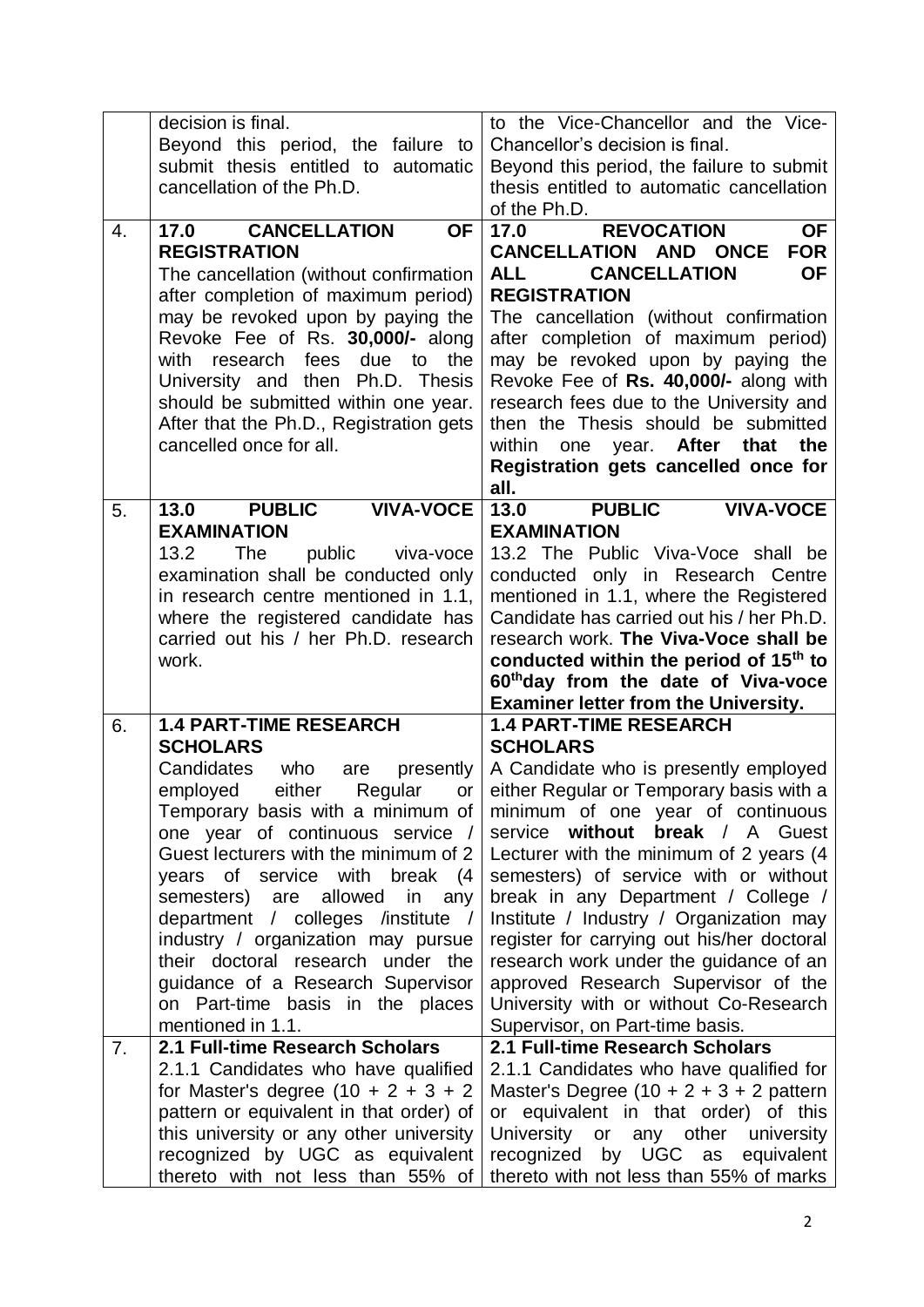| | | |
|---|---|---|
| | decision is final.<br>Beyond this period, the failure to submit thesis entitled to automatic cancellation of the Ph.D. | to the Vice-Chancellor and the Vice-Chancellor's decision is final.<br>Beyond this period, the failure to submit thesis entitled to automatic cancellation of the Ph.D. |
| 4. | **17.0 CANCELLATION OF REGISTRATION**<br>The cancellation (without confirmation after completion of maximum period) may be revoked upon by paying the Revoke Fee of Rs. **30,000/-** along with research fees due to the University and then Ph.D. Thesis should be submitted within one year. After that the Ph.D., Registration gets cancelled once for all. | **17.0 REVOCATION OF CANCELLATION AND ONCE FOR ALL CANCELLATION OF REGISTRATION**<br>The cancellation (without confirmation after completion of maximum period) may be revoked upon by paying the Revoke Fee of **Rs. 40,000/-** along with research fees due to the University and then the Thesis should be submitted within one year. **After that the Registration gets cancelled once for all.** |
| 5. | **13.0 PUBLIC VIVA-VOCE EXAMINATION**<br>13.2 The public viva-voce examination shall be conducted only in research centre mentioned in 1.1, where the registered candidate has carried out his / her Ph.D. research work. | **13.0 PUBLIC VIVA-VOCE EXAMINATION**<br>13.2 The Public Viva-Voce shall be conducted only in Research Centre mentioned in 1.1, where the Registered Candidate has carried out his / her Ph.D. research work. **The Viva-Voce shall be conducted within the period of 15th to 60th day from the date of Viva-voce Examiner letter from the University.** |
| 6. | **1.4 PART-TIME RESEARCH SCHOLARS**<br>Candidates who are presently employed either Regular or Temporary basis with a minimum of one year of continuous service / Guest lecturers with the minimum of 2 years of service with break (4 semesters) are allowed in any department / colleges /institute / industry / organization may pursue their doctoral research under the guidance of a Research Supervisor on Part-time basis in the places mentioned in 1.1. | **1.4 PART-TIME RESEARCH SCHOLARS**<br>A Candidate who is presently employed either Regular or Temporary basis with a minimum of one year of continuous service **without break** / A Guest Lecturer with the minimum of 2 years (4 semesters) of service with or without break in any Department / College / Institute / Industry / Organization may register for carrying out his/her doctoral research work under the guidance of an approved Research Supervisor of the University with or without Co-Research Supervisor, on Part-time basis. |
| 7. | **2.1 Full-time Research Scholars**<br>2.1.1 Candidates who have qualified for Master's degree (10 + 2 + 3 + 2 pattern or equivalent in that order) of this university or any other university recognized by UGC as equivalent thereto with not less than 55% of | **2.1 Full-time Research Scholars**<br>2.1.1 Candidates who have qualified for Master's Degree (10 + 2 + 3 + 2 pattern or equivalent in that order) of this University or any other university recognized by UGC as equivalent thereto with not less than 55% of marks |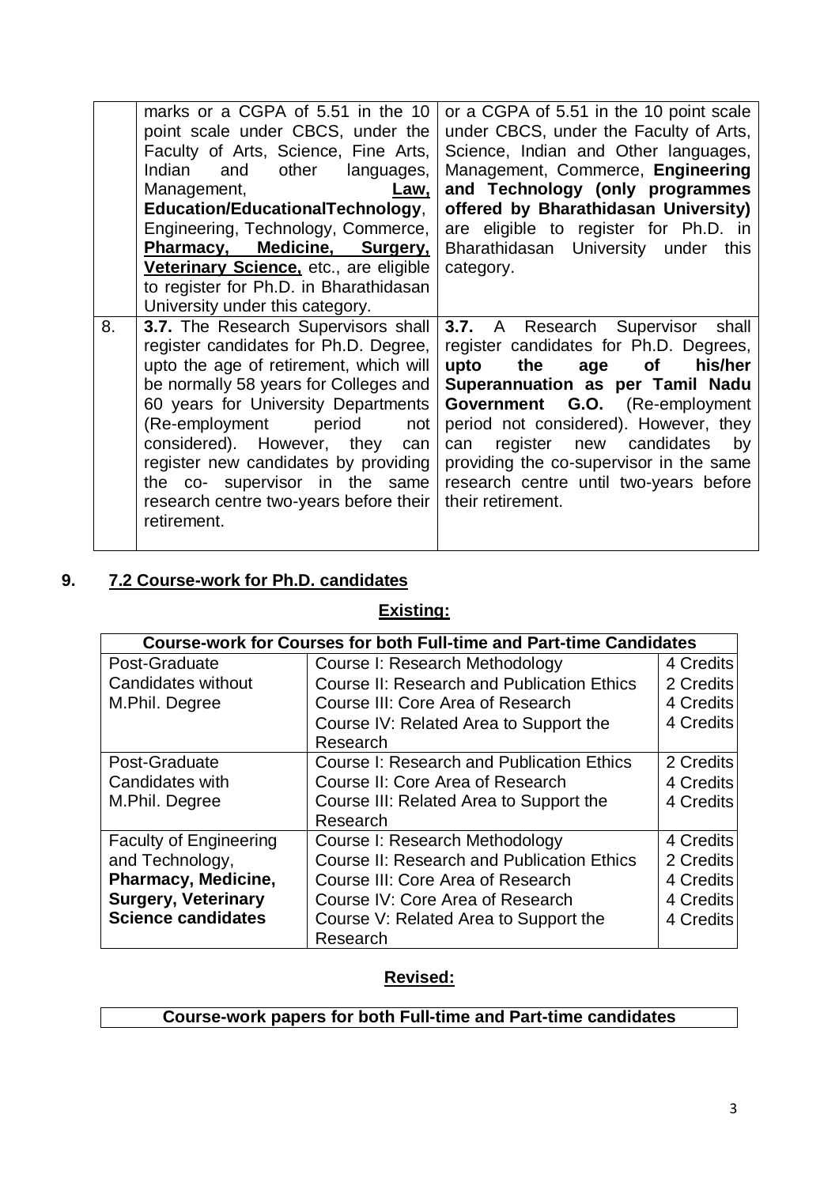| | | |
|---|---|---|
| | marks or a CGPA of 5.51 in the 10 point scale under CBCS, under the Faculty of Arts, Science, Fine Arts, Indian and other languages, Management, <u>**Law,**</u> **Education/EducationalTechnology**, Engineering, Technology, Commerce, <u>**Pharmacy, Medicine, Surgery, Veterinary Science,**</u> etc., are eligible to register for Ph.D. in Bharathidasan University under this category. | or a CGPA of 5.51 in the 10 point scale under CBCS, under the Faculty of Arts, Science, Indian and Other languages, Management, Commerce, **Engineering and Technology (only programmes offered by Bharathidasan University)** are eligible to register for Ph.D. in Bharathidasan University under this category. |
| 8. | **3.7.** The Research Supervisors shall register candidates for Ph.D. Degree, upto the age of retirement, which will be normally 58 years for Colleges and 60 years for University Departments (Re-employment period not considered). However, they can register new candidates by providing the co- supervisor in the same research centre two-years before their retirement. | **3.7.** A Research Supervisor shall register candidates for Ph.D. Degrees, **upto the age of his/her Superannuation as per Tamil Nadu Government G.O.** (Re-employment period not considered). However, they can register new candidates by providing the co-supervisor in the same research centre until two-years before their retirement. |

## 9. <u>7.2 Course-work for Ph.D. candidates</u>

**<u>Existing:</u>**

| **Course-work for Courses for both Full-time and Part-time Candidates** | | |
|---|---|---|
| Post-Graduate Candidates without M.Phil. Degree | Course I: Research Methodology<br>Course II: Research and Publication Ethics<br>Course III: Core Area of Research<br>Course IV: Related Area to Support the Research | 4 Credits<br>2 Credits<br>4 Credits<br>4 Credits |
| Post-Graduate Candidates with M.Phil. Degree | Course I: Research and Publication Ethics<br>Course II: Core Area of Research<br>Course III: Related Area to Support the Research | 2 Credits<br>4 Credits<br>4 Credits |
| Faculty of Engineering and Technology, **Pharmacy, Medicine, Surgery, Veterinary Science candidates** | Course I: Research Methodology<br>Course II: Research and Publication Ethics<br>Course III: Core Area of Research<br>Course IV: Core Area of Research<br>Course V: Related Area to Support the Research | 4 Credits<br>2 Credits<br>4 Credits<br>4 Credits<br>4 Credits |

**<u>Revised:</u>**

| **Course-work papers for both Full-time and Part-time candidates** |
|---|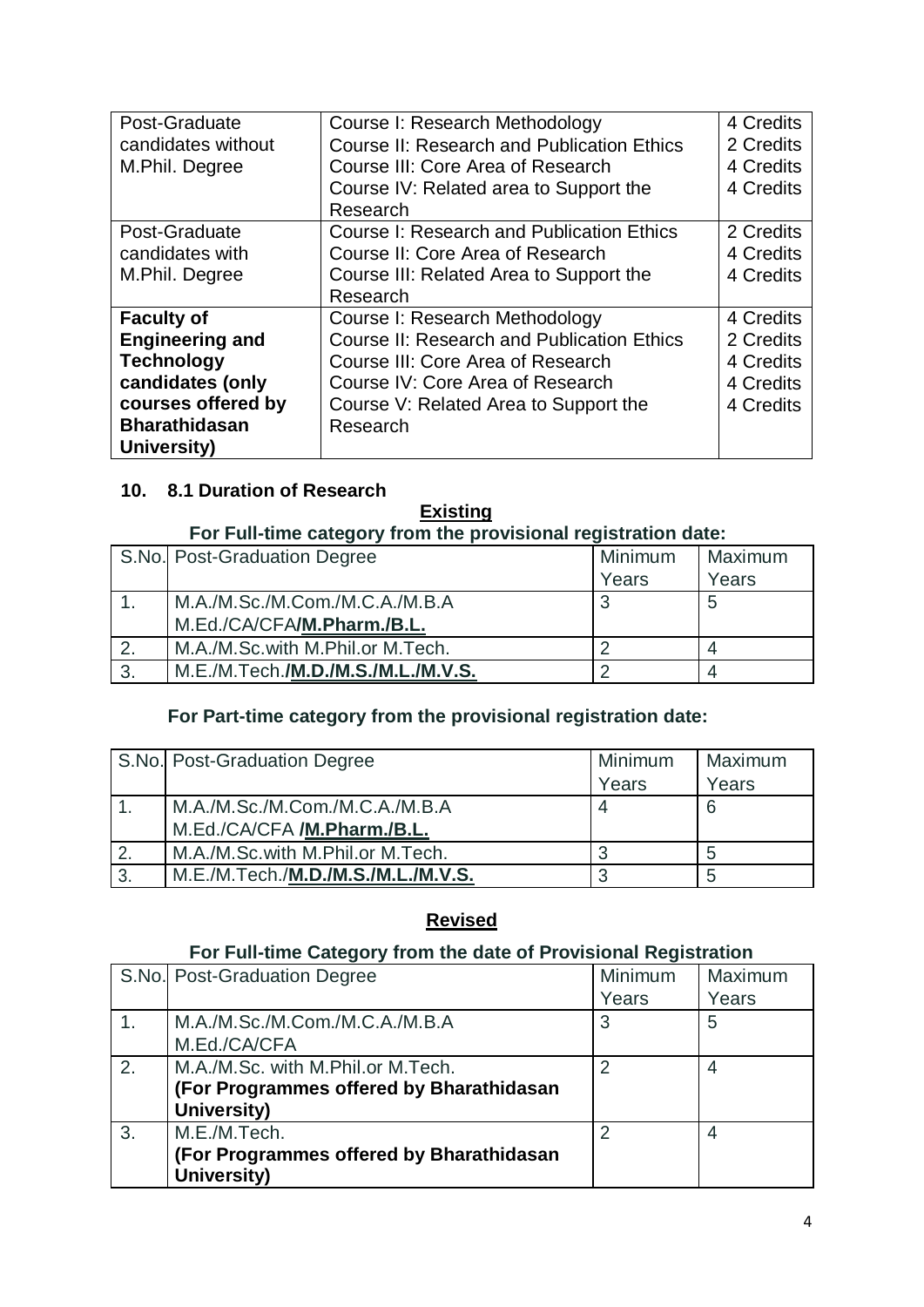| Post-Graduate candidates without M.Phil. Degree | Course I: Research Methodology<br>Course II: Research and Publication Ethics<br>Course III: Core Area of Research<br>Course IV: Related area to Support the Research | 4 Credits<br>2 Credits<br>4 Credits<br>4 Credits |
|---|---|---|
| Post-Graduate candidates with M.Phil. Degree | Course I: Research and Publication Ethics<br>Course II: Core Area of Research<br>Course III: Related Area to Support the Research | 2 Credits<br>4 Credits<br>4 Credits |
| **Faculty of Engineering and Technology candidates (only courses offered by Bharathidasan University)** | Course I: Research Methodology<br>Course II: Research and Publication Ethics<br>Course III: Core Area of Research<br>Course IV: Core Area of Research<br>Course V: Related Area to Support the Research | 4 Credits<br>2 Credits<br>4 Credits<br>4 Credits<br>4 Credits |

**10. 8.1 Duration of Research**

**Existing**

**For Full-time category from the provisional registration date:**

| S.No. | Post-Graduation Degree | Minimum Years | Maximum Years |
|---|---|---|---|
| 1. | M.A./M.Sc./M.Com./M.C.A./M.B.A M.Ed./CA/CFA**/M.Pharm./B.L.** | 3 | 5 |
| 2. | M.A./M.Sc.with M.Phil.or M.Tech. | 2 | 4 |
| 3. | M.E./M.Tech.**/M.D./M.S./M.L./M.V.S.** | 2 | 4 |

**For Part-time category from the provisional registration date:**

| S.No. | Post-Graduation Degree | Minimum Years | Maximum Years |
|---|---|---|---|
| 1. | M.A./M.Sc./M.Com./M.C.A./M.B.A M.Ed./CA/CFA **/M.Pharm./B.L.** | 4 | 6 |
| 2. | M.A./M.Sc.with M.Phil.or M.Tech. | 3 | 5 |
| 3. | M.E./M.Tech./**M.D./M.S./M.L./M.V.S.** | 3 | 5 |

**Revised**

**For Full-time Category from the date of Provisional Registration**

| S.No. | Post-Graduation Degree | Minimum Years | Maximum Years |
|---|---|---|---|
| 1. | M.A./M.Sc./M.Com./M.C.A./M.B.A M.Ed./CA/CFA | 3 | 5 |
| 2. | M.A./M.Sc. with M.Phil.or M.Tech. **(For Programmes offered by Bharathidasan University)** | 2 | 4 |
| 3. | M.E./M.Tech. **(For Programmes offered by Bharathidasan University)** | 2 | 4 |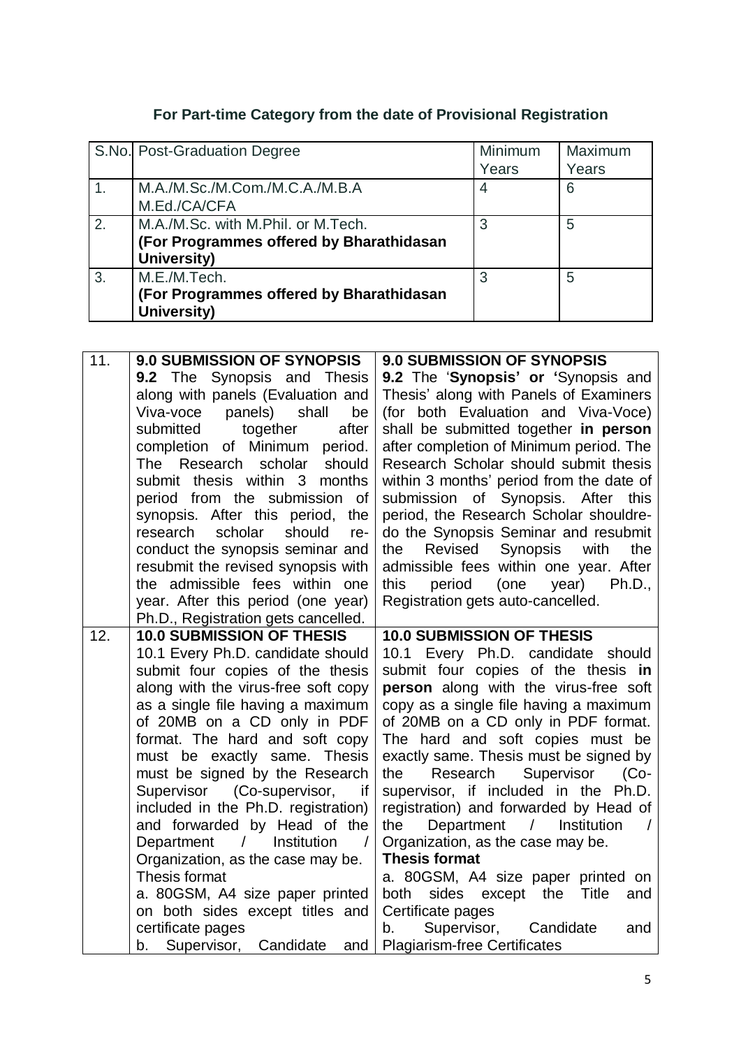**For Part-time Category from the date of Provisional Registration**

| S.No. | Post-Graduation Degree | Minimum Years | Maximum Years |
|---|---|---|---|
| 1. | M.A./M.Sc./M.Com./M.C.A./M.B.A M.Ed./CA/CFA | 4 | 6 |
| 2. | M.A./M.Sc. with M.Phil. or M.Tech. **(For Programmes offered by Bharathidasan University)** | 3 | 5 |
| 3. | M.E./M.Tech. **(For Programmes offered by Bharathidasan University)** | 3 | 5 |

| | | |
|---|---|---|
| 11. | **9.0 SUBMISSION OF SYNOPSIS** **9.2** The Synopsis and Thesis along with panels (Evaluation and Viva-voce panels) shall be submitted together after completion of Minimum period. The Research scholar should submit thesis within 3 months period from the submission of synopsis. After this period, the research scholar should re-conduct the synopsis seminar and resubmit the revised synopsis with the admissible fees within one year. After this period (one year) Ph.D., Registration gets cancelled. | **9.0 SUBMISSION OF SYNOPSIS** **9.2** The '**Synopsis' or '**Synopsis and Thesis' along with Panels of Examiners (for both Evaluation and Viva-Voce) shall be submitted together **in person** after completion of Minimum period. The Research Scholar should submit thesis within 3 months' period from the date of submission of Synopsis. After this period, the Research Scholar shouldre-do the Synopsis Seminar and resubmit the Revised Synopsis with the admissible fees within one year. After this period (one year) Ph.D., Registration gets auto-cancelled. |
| 12. | **10.0 SUBMISSION OF THESIS** 10.1 Every Ph.D. candidate should submit four copies of the thesis along with the virus-free soft copy as a single file having a maximum of 20MB on a CD only in PDF format. The hard and soft copy must be exactly same. Thesis must be signed by the Research Supervisor (Co-supervisor, if included in the Ph.D. registration) and forwarded by Head of the Department / Institution / Organization, as the case may be. Thesis format a. 80GSM, A4 size paper printed on both sides except titles and certificate pages b. Supervisor, Candidate and | **10.0 SUBMISSION OF THESIS** 10.1 Every Ph.D. candidate should submit four copies of the thesis **in person** along with the virus-free soft copy as a single file having a maximum of 20MB on a CD only in PDF format. The hard and soft copies must be exactly same. Thesis must be signed by the Research Supervisor (Co-supervisor, if included in the Ph.D. registration) and forwarded by Head of the Department / Institution / Organization, as the case may be. **Thesis format** a. 80GSM, A4 size paper printed on both sides except the Title and Certificate pages b. Supervisor, Candidate and Plagiarism-free Certificates |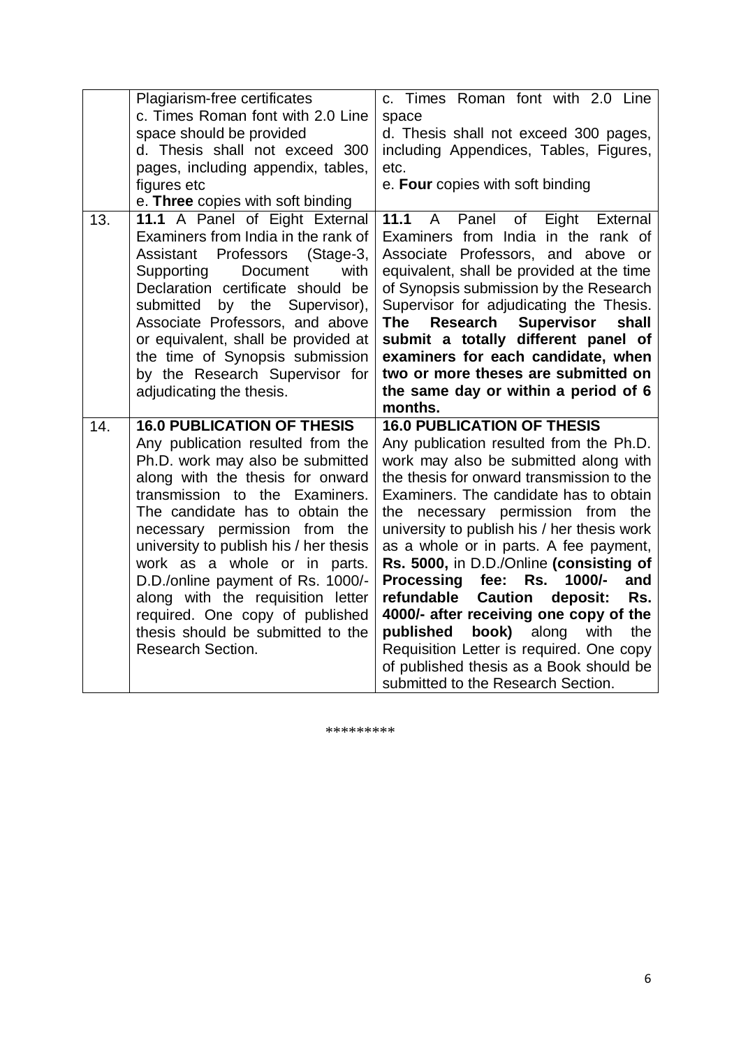| | | |
|---|---|---|
| | Plagiarism-free certificates<br>c. Times Roman font with 2.0 Line space should be provided<br>d. Thesis shall not exceed 300 pages, including appendix, tables, figures etc<br>e. **Three** copies with soft binding | c. Times Roman font with 2.0 Line space<br>d. Thesis shall not exceed 300 pages, including Appendices, Tables, Figures, etc.<br>e. **Four** copies with soft binding |
| 13. | **11.1** A Panel of Eight External Examiners from India in the rank of Assistant Professors (Stage-3, Supporting Document with Declaration certificate should be submitted by the Supervisor), Associate Professors, and above or equivalent, shall be provided at the time of Synopsis submission by the Research Supervisor for adjudicating the thesis. | **11.1** A Panel of Eight External Examiners from India in the rank of Associate Professors, and above or equivalent, shall be provided at the time of Synopsis submission by the Research Supervisor for adjudicating the Thesis. **The Research Supervisor shall submit a totally different panel of examiners for each candidate, when two or more theses are submitted on the same day or within a period of 6 months.** |
| 14. | **16.0 PUBLICATION OF THESIS**<br>Any publication resulted from the Ph.D. work may also be submitted along with the thesis for onward transmission to the Examiners. The candidate has to obtain the necessary permission from the university to publish his / her thesis work as a whole or in parts. D.D./online payment of Rs. 1000/- along with the requisition letter required. One copy of published thesis should be submitted to the Research Section. | **16.0 PUBLICATION OF THESIS**<br>Any publication resulted from the Ph.D. work may also be submitted along with the thesis for onward transmission to the Examiners. The candidate has to obtain the necessary permission from the university to publish his / her thesis work as a whole or in parts. A fee payment, **Rs. 5000,** in D.D./Online **(consisting of Processing fee: Rs. 1000/- and refundable Caution deposit: Rs. 4000/- after receiving one copy of the published book)** along with the Requisition Letter is required. One copy of published thesis as a Book should be submitted to the Research Section. |

*********